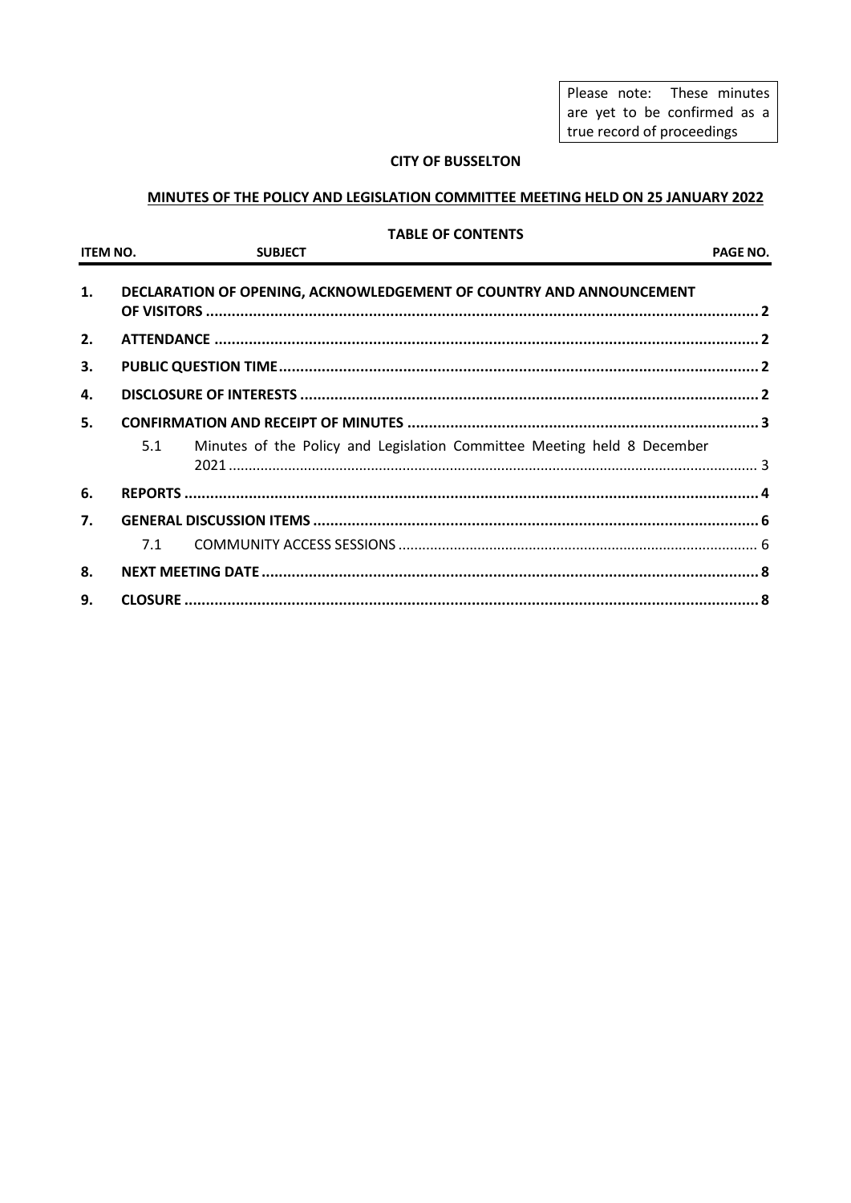Please note: These minutes are yet to be confirmed as a true record of proceedings

**CITY OF BUSSELTON**

# MINUTES OF THE POLICY AND LEGISLATION COMMITTEE MEETING HELD ON 25 JANUARY 2022

**TABLE OF CONTENTS**

| ITEM NO. | | SUBJECT | PAGE NO. |
|---|---|---|---|
| **1.** | | **DECLARATION OF OPENING, ACKNOWLEDGEMENT OF COUNTRY AND ANNOUNCEMENT OF VISITORS** | **2** |
| **2.** | | **ATTENDANCE** | **2** |
| **3.** | | **PUBLIC QUESTION TIME** | **2** |
| **4.** | | **DISCLOSURE OF INTERESTS** | **2** |
| **5.** | | **CONFIRMATION AND RECEIPT OF MINUTES** | **3** |
| | 5.1 | Minutes of the Policy and Legislation Committee Meeting held 8 December 2021 | 3 |
| **6.** | | **REPORTS** | **4** |
| **7.** | | **GENERAL DISCUSSION ITEMS** | **6** |
| | 7.1 | COMMUNITY ACCESS SESSIONS | 6 |
| **8.** | | **NEXT MEETING DATE** | **8** |
| **9.** | | **CLOSURE** | **8** |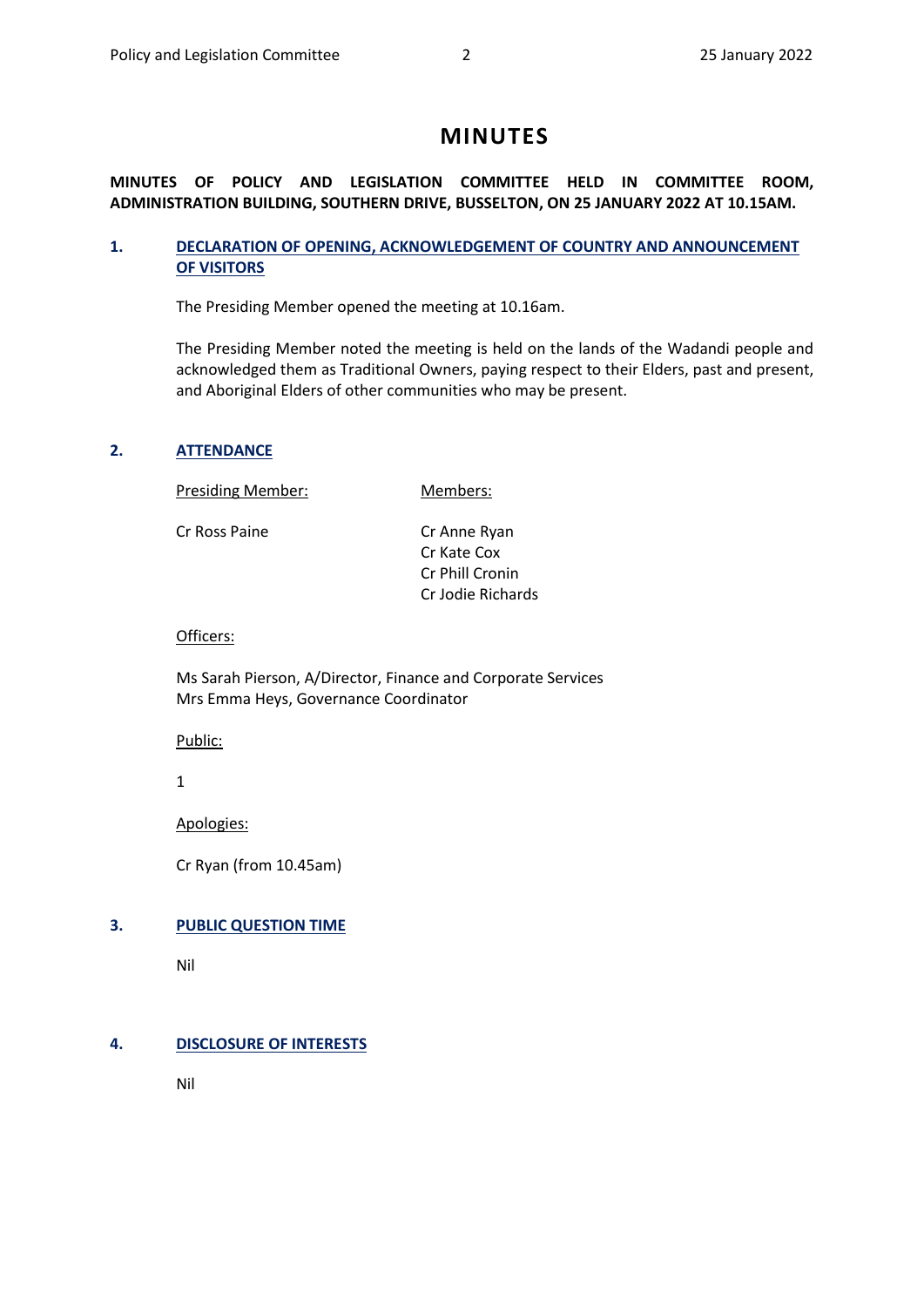# MINUTES

**MINUTES OF POLICY AND LEGISLATION COMMITTEE HELD IN COMMITTEE ROOM, ADMINISTRATION BUILDING, SOUTHERN DRIVE, BUSSELTON, ON 25 JANUARY 2022 AT 10.15AM.**

## 1. DECLARATION OF OPENING, ACKNOWLEDGEMENT OF COUNTRY AND ANNOUNCEMENT OF VISITORS

The Presiding Member opened the meeting at 10.16am.

The Presiding Member noted the meeting is held on the lands of the Wadandi people and acknowledged them as Traditional Owners, paying respect to their Elders, past and present, and Aboriginal Elders of other communities who may be present.

## 2. ATTENDANCE

| Presiding Member: | Members: |
| --- | --- |
| Cr Ross Paine | Cr Anne Ryan |
| | Cr Kate Cox |
| | Cr Phill Cronin |
| | Cr Jodie Richards |

Officers:

Ms Sarah Pierson, A/Director, Finance and Corporate Services
Mrs Emma Heys, Governance Coordinator

Public:

1

Apologies:

Cr Ryan (from 10.45am)

## 3. PUBLIC QUESTION TIME

Nil

## 4. DISCLOSURE OF INTERESTS

Nil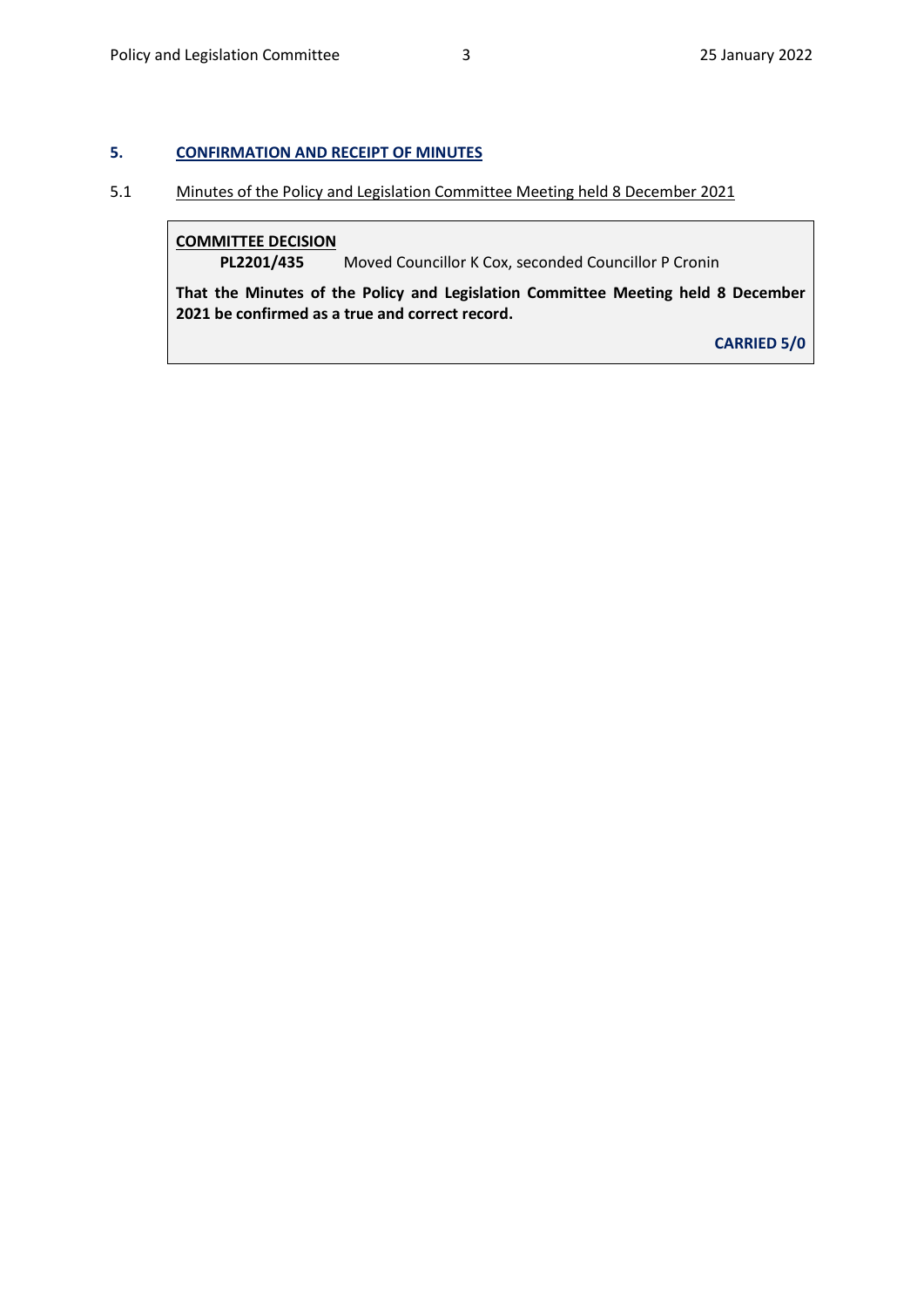## 5. CONFIRMATION AND RECEIPT OF MINUTES

5.1 Minutes of the Policy and Legislation Committee Meeting held 8 December 2021

**COMMITTEE DECISION**

**PL2201/435** Moved Councillor K Cox, seconded Councillor P Cronin

**That the Minutes of the Policy and Legislation Committee Meeting held 8 December 2021 be confirmed as a true and correct record.**

**CARRIED 5/0**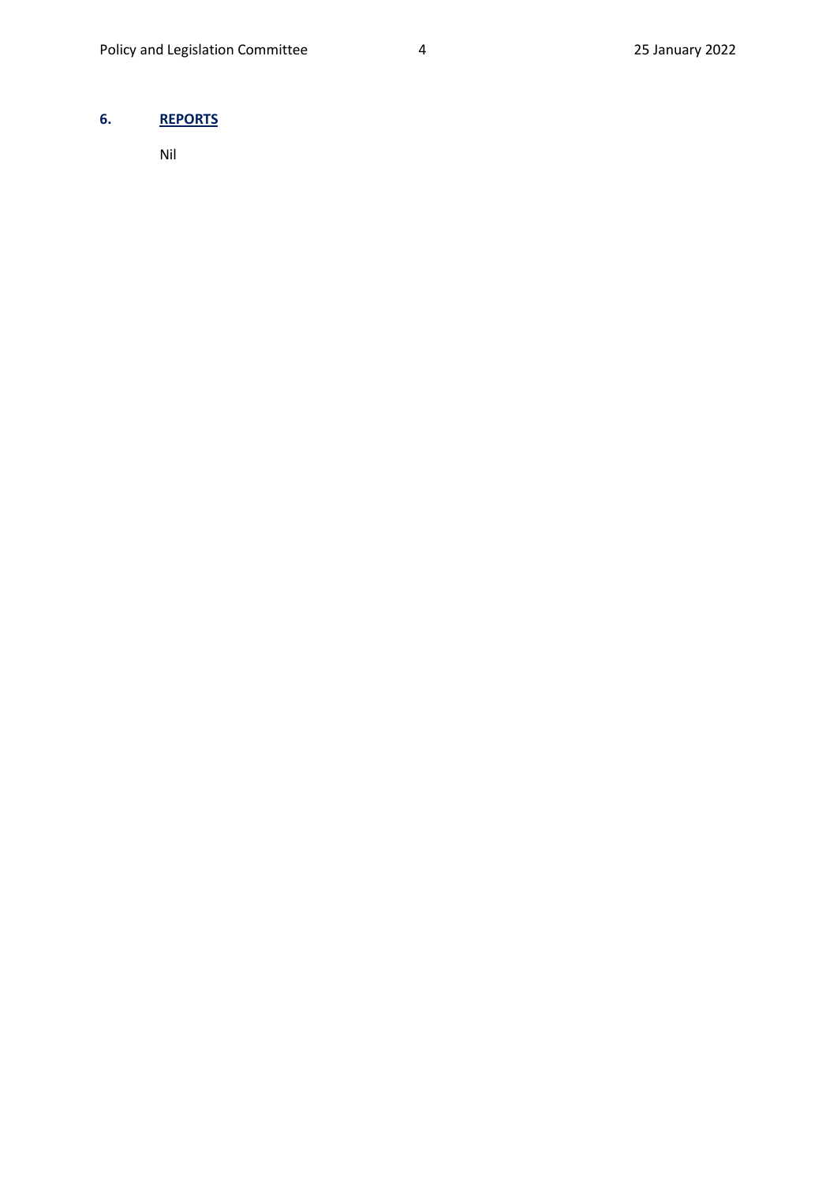## 6. REPORTS

Nil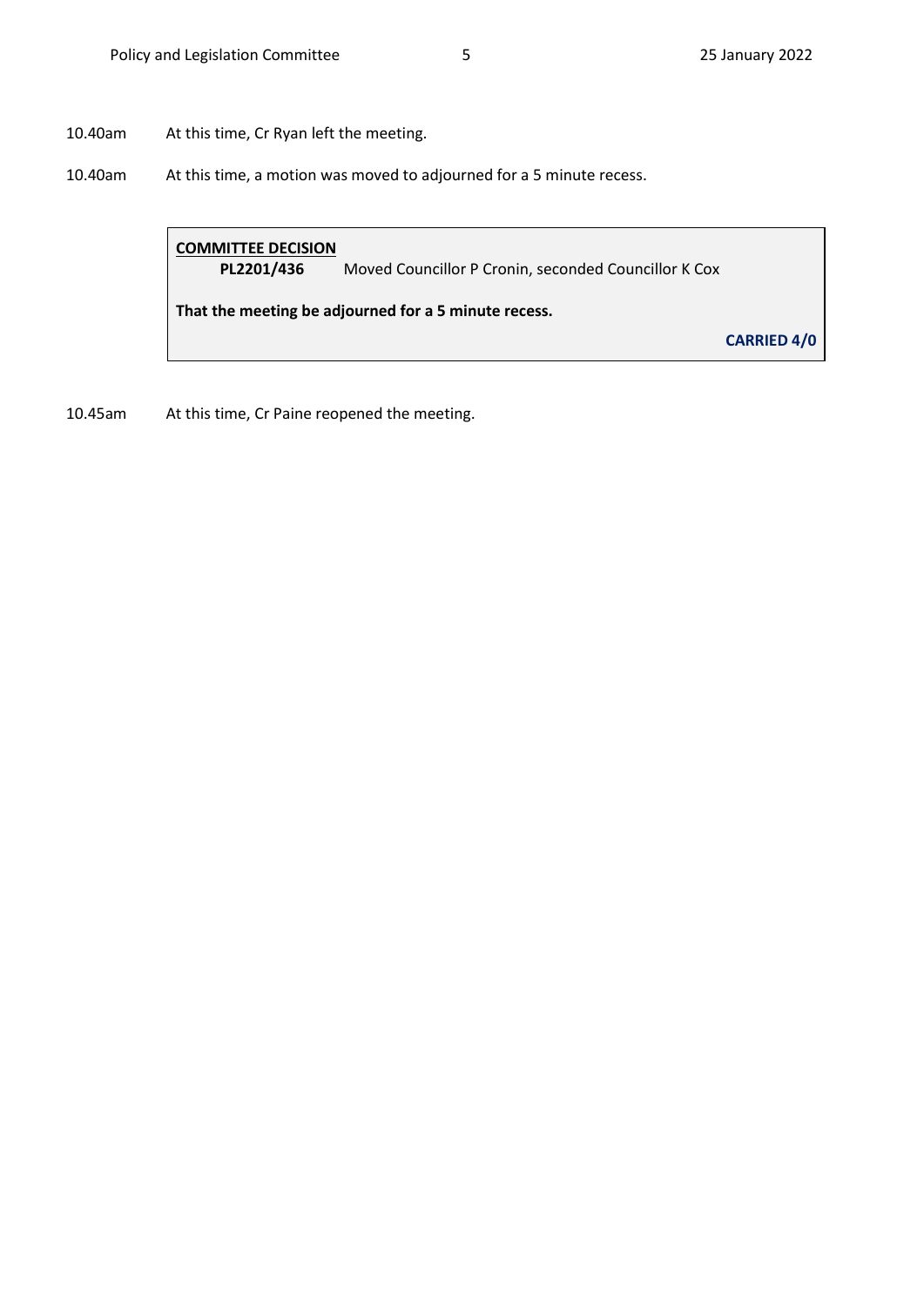10.40am At this time, Cr Ryan left the meeting.

10.40am At this time, a motion was moved to adjourned for a 5 minute recess.

**COMMITTEE DECISION**

**PL2201/436** Moved Councillor P Cronin, seconded Councillor K Cox

**That the meeting be adjourned for a 5 minute recess.**

**CARRIED 4/0**

10.45am At this time, Cr Paine reopened the meeting.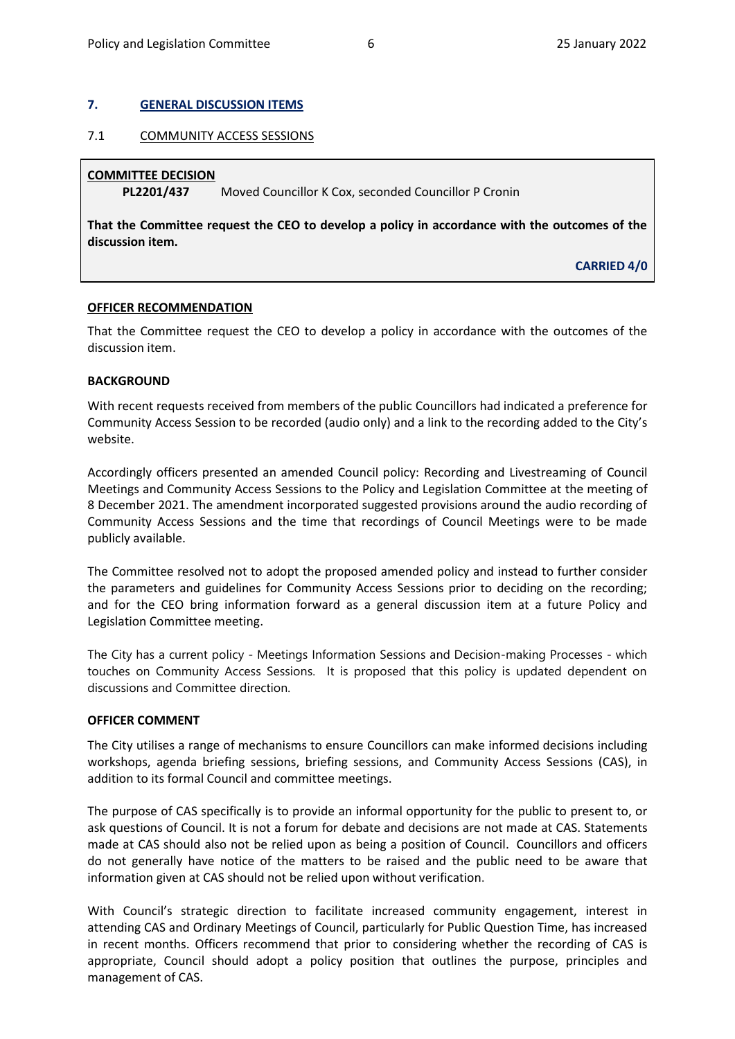## 7. GENERAL DISCUSSION ITEMS

### 7.1 COMMUNITY ACCESS SESSIONS

**COMMITTEE DECISION**

**PL2201/437** Moved Councillor K Cox, seconded Councillor P Cronin

**That the Committee request the CEO to develop a policy in accordance with the outcomes of the discussion item.**

**CARRIED 4/0**

**OFFICER RECOMMENDATION**

That the Committee request the CEO to develop a policy in accordance with the outcomes of the discussion item.

**BACKGROUND**

With recent requests received from members of the public Councillors had indicated a preference for Community Access Session to be recorded (audio only) and a link to the recording added to the City's website.

Accordingly officers presented an amended Council policy: Recording and Livestreaming of Council Meetings and Community Access Sessions to the Policy and Legislation Committee at the meeting of 8 December 2021. The amendment incorporated suggested provisions around the audio recording of Community Access Sessions and the time that recordings of Council Meetings were to be made publicly available.

The Committee resolved not to adopt the proposed amended policy and instead to further consider the parameters and guidelines for Community Access Sessions prior to deciding on the recording; and for the CEO bring information forward as a general discussion item at a future Policy and Legislation Committee meeting.

The City has a current policy - Meetings Information Sessions and Decision-making Processes - which touches on Community Access Sessions. It is proposed that this policy is updated dependent on discussions and Committee direction.

**OFFICER COMMENT**

The City utilises a range of mechanisms to ensure Councillors can make informed decisions including workshops, agenda briefing sessions, briefing sessions, and Community Access Sessions (CAS), in addition to its formal Council and committee meetings.

The purpose of CAS specifically is to provide an informal opportunity for the public to present to, or ask questions of Council. It is not a forum for debate and decisions are not made at CAS. Statements made at CAS should also not be relied upon as being a position of Council. Councillors and officers do not generally have notice of the matters to be raised and the public need to be aware that information given at CAS should not be relied upon without verification.

With Council's strategic direction to facilitate increased community engagement, interest in attending CAS and Ordinary Meetings of Council, particularly for Public Question Time, has increased in recent months. Officers recommend that prior to considering whether the recording of CAS is appropriate, Council should adopt a policy position that outlines the purpose, principles and management of CAS.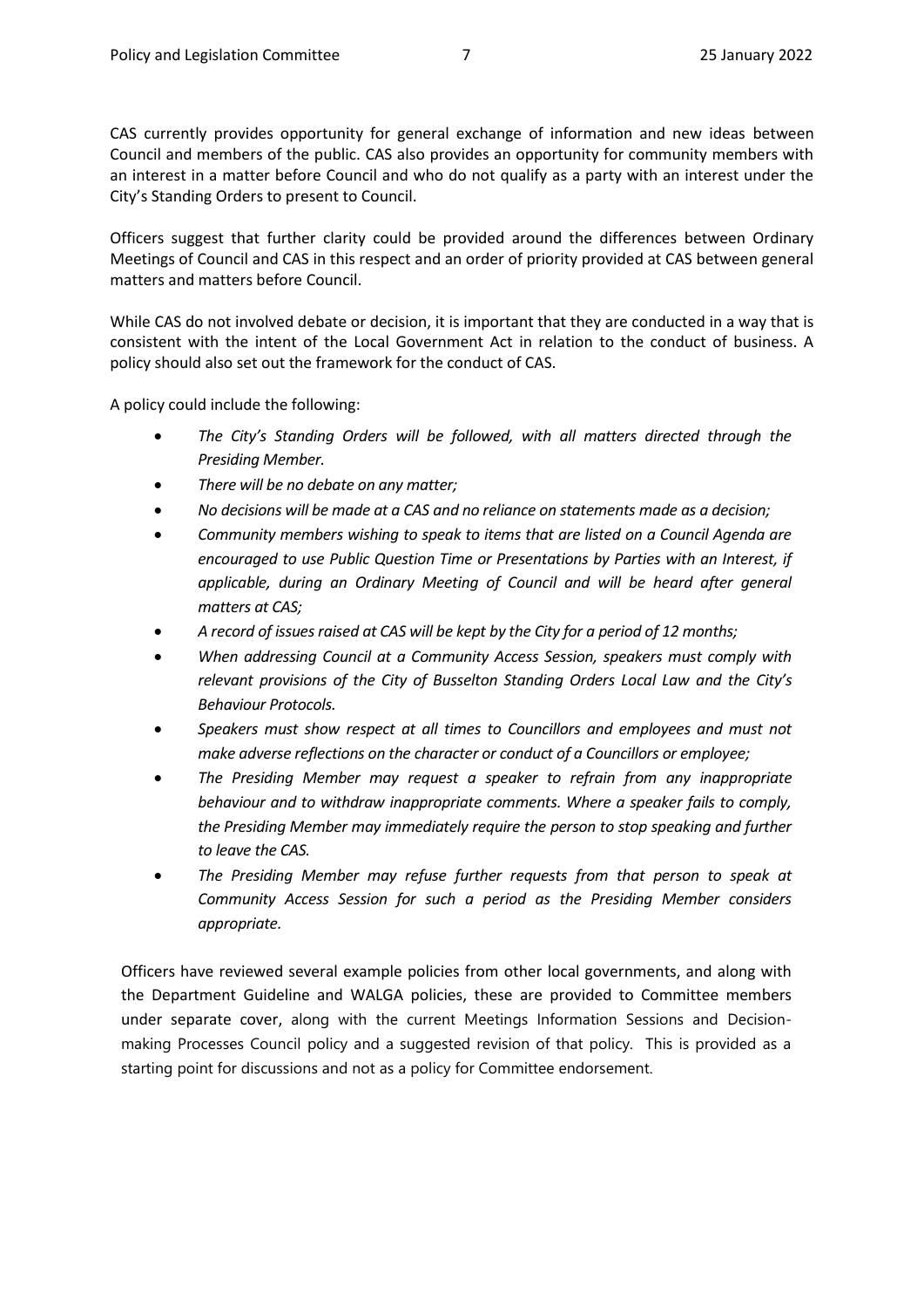CAS currently provides opportunity for general exchange of information and new ideas between Council and members of the public. CAS also provides an opportunity for community members with an interest in a matter before Council and who do not qualify as a party with an interest under the City's Standing Orders to present to Council.

Officers suggest that further clarity could be provided around the differences between Ordinary Meetings of Council and CAS in this respect and an order of priority provided at CAS between general matters and matters before Council.

While CAS do not involved debate or decision, it is important that they are conducted in a way that is consistent with the intent of the Local Government Act in relation to the conduct of business. A policy should also set out the framework for the conduct of CAS.

A policy could include the following:

- *The City's Standing Orders will be followed, with all matters directed through the Presiding Member.*
- *There will be no debate on any matter;*
- *No decisions will be made at a CAS and no reliance on statements made as a decision;*
- *Community members wishing to speak to items that are listed on a Council Agenda are encouraged to use Public Question Time or Presentations by Parties with an Interest, if applicable, during an Ordinary Meeting of Council and will be heard after general matters at CAS;*
- *A record of issues raised at CAS will be kept by the City for a period of 12 months;*
- *When addressing Council at a Community Access Session, speakers must comply with relevant provisions of the City of Busselton Standing Orders Local Law and the City's Behaviour Protocols.*
- *Speakers must show respect at all times to Councillors and employees and must not make adverse reflections on the character or conduct of a Councillors or employee;*
- *The Presiding Member may request a speaker to refrain from any inappropriate behaviour and to withdraw inappropriate comments. Where a speaker fails to comply, the Presiding Member may immediately require the person to stop speaking and further to leave the CAS.*
- *The Presiding Member may refuse further requests from that person to speak at Community Access Session for such a period as the Presiding Member considers appropriate.*

Officers have reviewed several example policies from other local governments, and along with the Department Guideline and WALGA policies, these are provided to Committee members under separate cover, along with the current Meetings Information Sessions and Decision-making Processes Council policy and a suggested revision of that policy. This is provided as a starting point for discussions and not as a policy for Committee endorsement.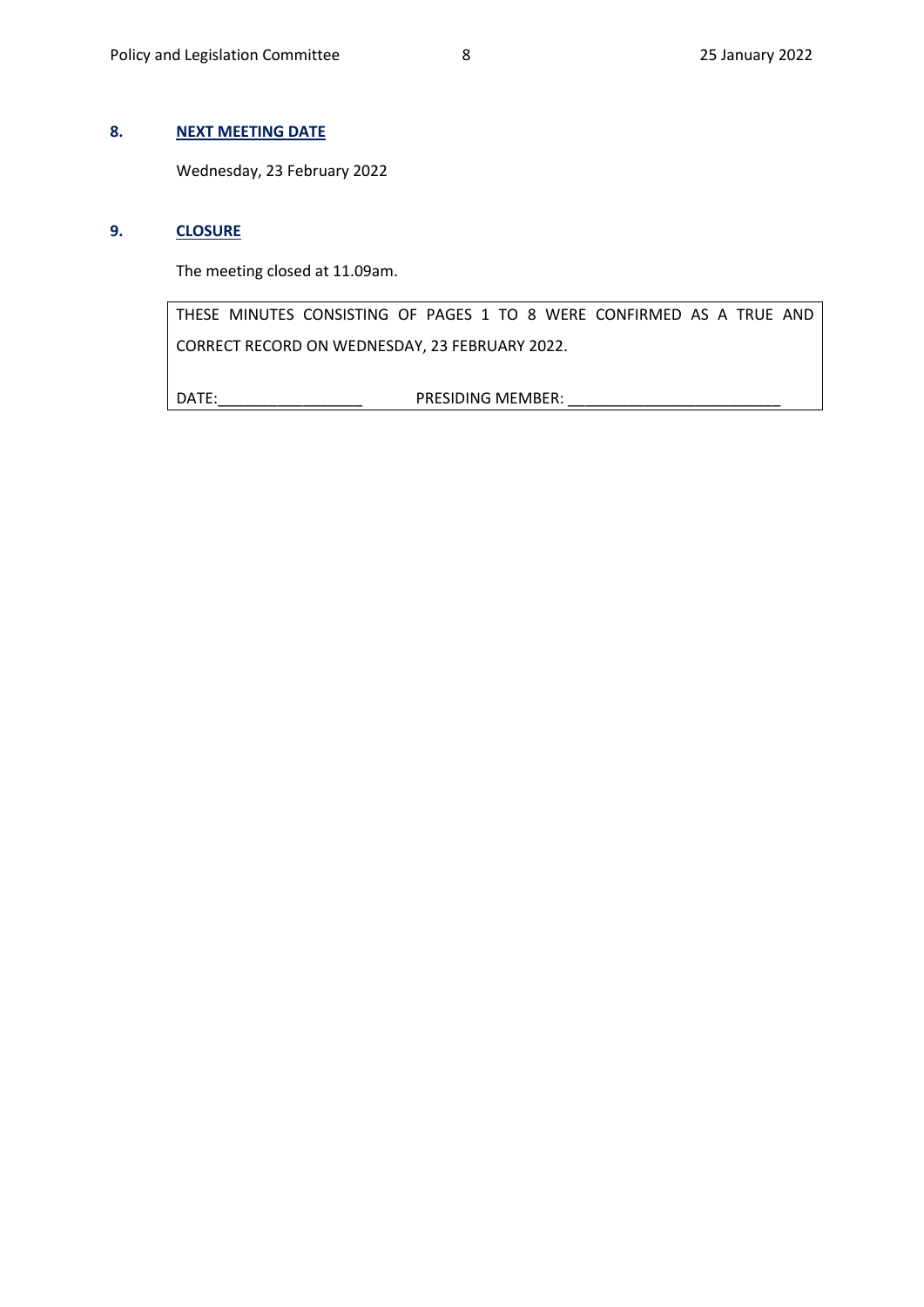## 8. NEXT MEETING DATE

Wednesday, 23 February 2022

## 9. CLOSURE

The meeting closed at 11.09am.

THESE MINUTES CONSISTING OF PAGES 1 TO 8 WERE CONFIRMED AS A TRUE AND CORRECT RECORD ON WEDNESDAY, 23 FEBRUARY 2022.

DATE:_________________ PRESIDING MEMBER: _________________________